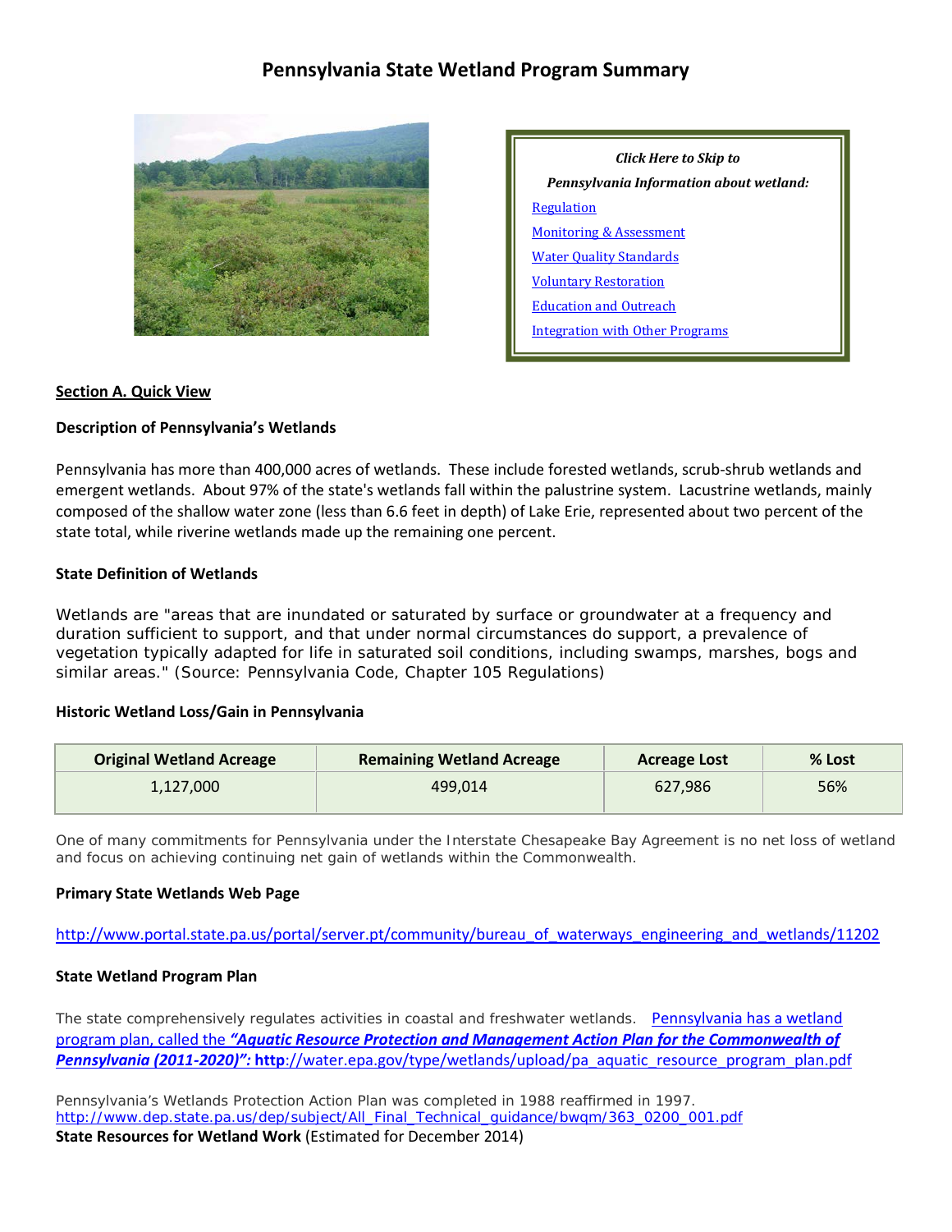# Pennsylvania State Wetland Program Summary

*Click Here to Skip to*

***Pennsylvania Information about wetland:***

- Regulation
- Monitoring & Assessment
- Water Quality Standards
- Voluntary Restoration
- Education and Outreach
- Integration with Other Programs

## Section A. Quick View

### Description of Pennsylvania's Wetlands

Pennsylvania has more than 400,000 acres of wetlands. These include forested wetlands, scrub-shrub wetlands and emergent wetlands. About 97% of the state's wetlands fall within the palustrine system. Lacustrine wetlands, mainly composed of the shallow water zone (less than 6.6 feet in depth) of Lake Erie, represented about two percent of the state total, while riverine wetlands made up the remaining one percent.

### State Definition of Wetlands

Wetlands are "areas that are inundated or saturated by surface or groundwater at a frequency and duration sufficient to support, and that under normal circumstances do support, a prevalence of vegetation typically adapted for life in saturated soil conditions, including swamps, marshes, bogs and similar areas." (Source: Pennsylvania Code, Chapter 105 Regulations)

### Historic Wetland Loss/Gain in Pennsylvania

| Original Wetland Acreage | Remaining Wetland Acreage | Acreage Lost | % Lost |
|---|---|---|---|
| 1,127,000 | 499,014 | 627,986 | 56% |

One of many commitments for Pennsylvania under the Interstate Chesapeake Bay Agreement is no net loss of wetland and focus on achieving continuing net gain of wetlands within the Commonwealth.

### Primary State Wetlands Web Page

http://www.portal.state.pa.us/portal/server.pt/community/bureau_of_waterways_engineering_and_wetlands/11202

### State Wetland Program Plan

The state comprehensively regulates activities in coastal and freshwater wetlands. Pennsylvania has a wetland program plan, called the ***"Aquatic Resource Protection and Management Action Plan for the Commonwealth of Pennsylvania (2011-2020)":*** **http**://water.epa.gov/type/wetlands/upload/pa_aquatic_resource_program_plan.pdf

Pennsylvania's Wetlands Protection Action Plan was completed in 1988 reaffirmed in 1997.
http://www.dep.state.pa.us/dep/subject/All_Final_Technical_guidance/bwqm/363_0200_001.pdf

**State Resources for Wetland Work** (Estimated for December 2014)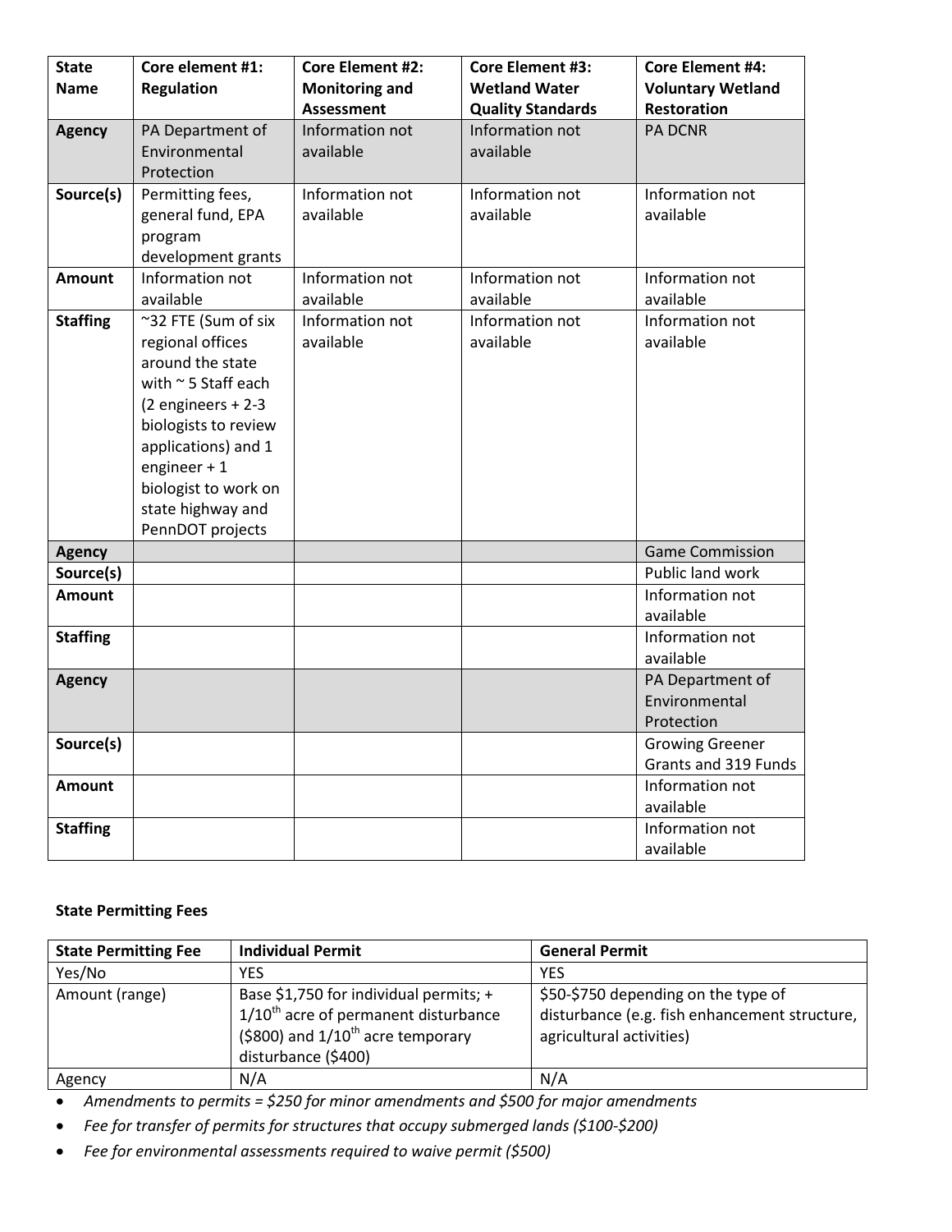| State Name | Core element #1: Regulation | Core Element #2: Monitoring and Assessment | Core Element #3: Wetland Water Quality Standards | Core Element #4: Voluntary Wetland Restoration |
|---|---|---|---|---|
| **Agency** | PA Department of Environmental Protection | Information not available | Information not available | PA DCNR |
| **Source(s)** | Permitting fees, general fund, EPA program development grants | Information not available | Information not available | Information not available |
| **Amount** | Information not available | Information not available | Information not available | Information not available |
| **Staffing** | ~32 FTE (Sum of six regional offices around the state with ~ 5 Staff each (2 engineers + 2-3 biologists to review applications) and 1 engineer + 1 biologist to work on state highway and PennDOT projects | Information not available | Information not available | Information not available |
| **Agency** | | | | Game Commission |
| **Source(s)** | | | | Public land work |
| **Amount** | | | | Information not available |
| **Staffing** | | | | Information not available |
| **Agency** | | | | PA Department of Environmental Protection |
| **Source(s)** | | | | Growing Greener Grants and 319 Funds |
| **Amount** | | | | Information not available |
| **Staffing** | | | | Information not available |

**State Permitting Fees**

| State Permitting Fee | Individual Permit | General Permit |
|---|---|---|
| Yes/No | YES | YES |
| Amount (range) | Base $1,750 for individual permits; + 1/10th acre of permanent disturbance ($800) and 1/10th acre temporary disturbance ($400) | $50-$750 depending on the type of disturbance (e.g. fish enhancement structure, agricultural activities) |
| Agency | N/A | N/A |

- *Amendments to permits = $250 for minor amendments and $500 for major amendments*
- *Fee for transfer of permits for structures that occupy submerged lands ($100-$200)*
- *Fee for environmental assessments required to waive permit ($500)*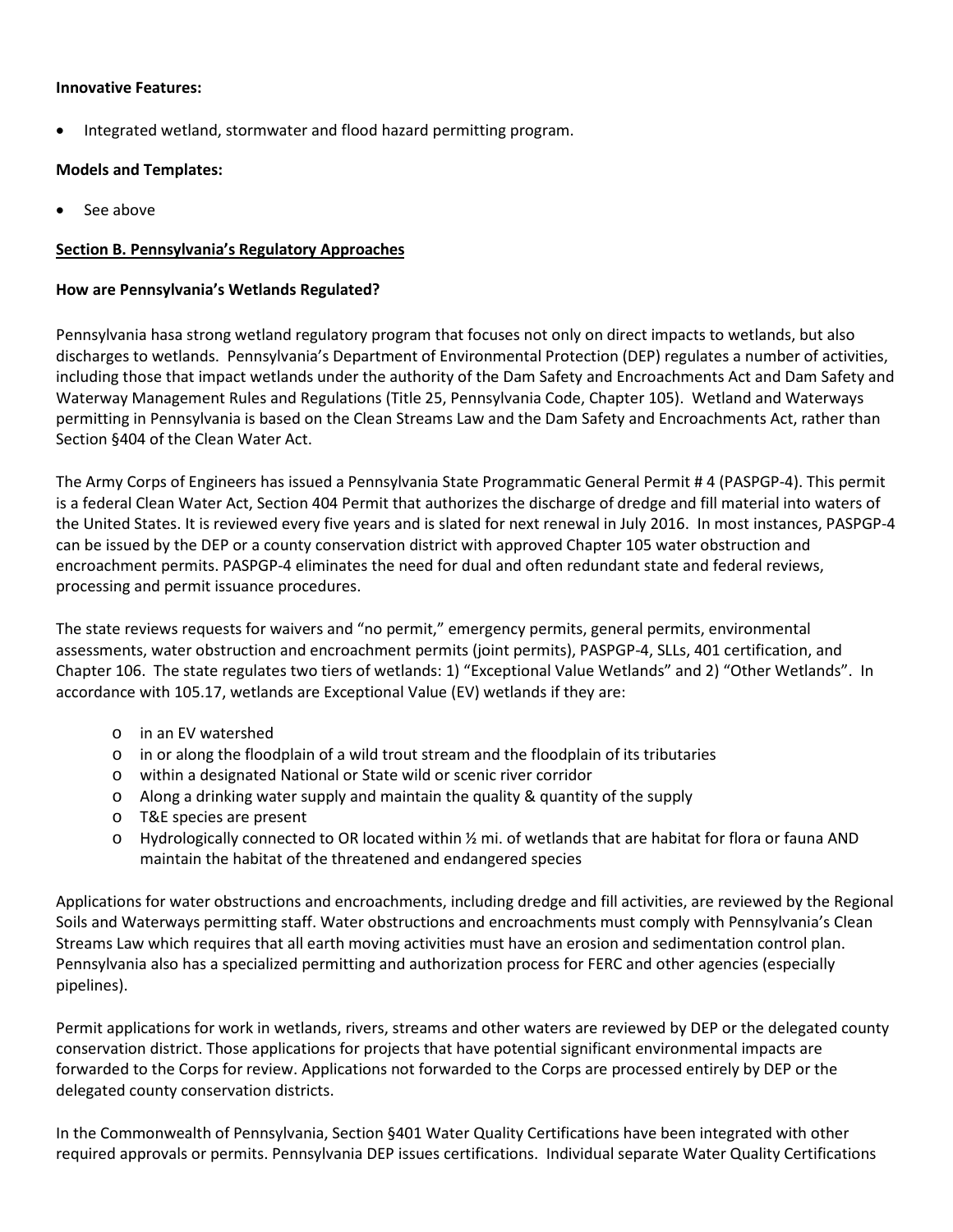**Innovative Features:**

- Integrated wetland, stormwater and flood hazard permitting program.

**Models and Templates:**

- See above

**Section B. Pennsylvania's Regulatory Approaches**

**How are Pennsylvania's Wetlands Regulated?**

Pennsylvania hasa strong wetland regulatory program that focuses not only on direct impacts to wetlands, but also discharges to wetlands. Pennsylvania's Department of Environmental Protection (DEP) regulates a number of activities, including those that impact wetlands under the authority of the Dam Safety and Encroachments Act and Dam Safety and Waterway Management Rules and Regulations (Title 25, Pennsylvania Code, Chapter 105). Wetland and Waterways permitting in Pennsylvania is based on the Clean Streams Law and the Dam Safety and Encroachments Act, rather than Section §404 of the Clean Water Act.

The Army Corps of Engineers has issued a Pennsylvania State Programmatic General Permit # 4 (PASPGP-4). This permit is a federal Clean Water Act, Section 404 Permit that authorizes the discharge of dredge and fill material into waters of the United States. It is reviewed every five years and is slated for next renewal in July 2016. In most instances, PASPGP-4 can be issued by the DEP or a county conservation district with approved Chapter 105 water obstruction and encroachment permits. PASPGP-4 eliminates the need for dual and often redundant state and federal reviews, processing and permit issuance procedures.

The state reviews requests for waivers and "no permit," emergency permits, general permits, environmental assessments, water obstruction and encroachment permits (joint permits), PASPGP-4, SLLs, 401 certification, and Chapter 106. The state regulates two tiers of wetlands: 1) "Exceptional Value Wetlands" and 2) "Other Wetlands". In accordance with 105.17, wetlands are Exceptional Value (EV) wetlands if they are:

- in an EV watershed
- in or along the floodplain of a wild trout stream and the floodplain of its tributaries
- within a designated National or State wild or scenic river corridor
- Along a drinking water supply and maintain the quality & quantity of the supply
- T&E species are present
- Hydrologically connected to OR located within ½ mi. of wetlands that are habitat for flora or fauna AND maintain the habitat of the threatened and endangered species

Applications for water obstructions and encroachments, including dredge and fill activities, are reviewed by the Regional Soils and Waterways permitting staff. Water obstructions and encroachments must comply with Pennsylvania's Clean Streams Law which requires that all earth moving activities must have an erosion and sedimentation control plan. Pennsylvania also has a specialized permitting and authorization process for FERC and other agencies (especially pipelines).

Permit applications for work in wetlands, rivers, streams and other waters are reviewed by DEP or the delegated county conservation district. Those applications for projects that have potential significant environmental impacts are forwarded to the Corps for review. Applications not forwarded to the Corps are processed entirely by DEP or the delegated county conservation districts.

In the Commonwealth of Pennsylvania, Section §401 Water Quality Certifications have been integrated with other required approvals or permits. Pennsylvania DEP issues certifications. Individual separate Water Quality Certifications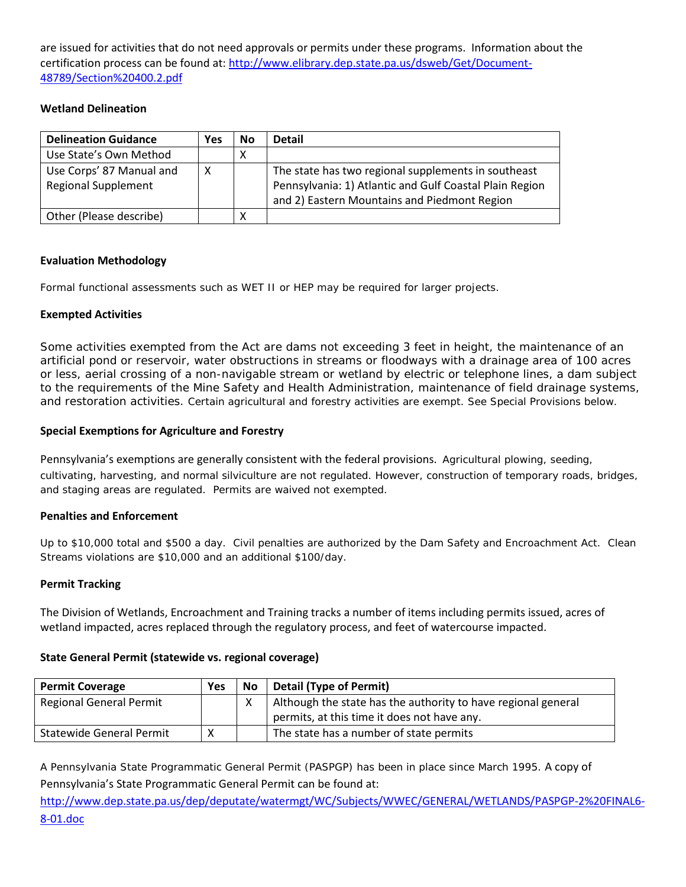are issued for activities that do not need approvals or permits under these programs. Information about the certification process can be found at: [http://www.elibrary.dep.state.pa.us/dsweb/Get/Document-48789/Section%20400.2.pdf](http://www.elibrary.dep.state.pa.us/dsweb/Get/Document-48789/Section%20400.2.pdf)

**Wetland Delineation**

| Delineation Guidance | Yes | No | Detail |
|---|---|---|---|
| Use State's Own Method | | X | |
| Use Corps' 87 Manual and Regional Supplement | X | | The state has two regional supplements in southeast Pennsylvania: 1) Atlantic and Gulf Coastal Plain Region and 2) Eastern Mountains and Piedmont Region |
| Other (Please describe) | | X | |

**Evaluation Methodology**

Formal functional assessments such as WET II or HEP may be required for larger projects.

**Exempted Activities**

Some activities exempted from the Act are dams not exceeding 3 feet in height, the maintenance of an artificial pond or reservoir, water obstructions in streams or floodways with a drainage area of 100 acres or less, aerial crossing of a non-navigable stream or wetland by electric or telephone lines, a dam subject to the requirements of the Mine Safety and Health Administration, maintenance of field drainage systems, and restoration activities. Certain agricultural and forestry activities are exempt. See Special Provisions below.

**Special Exemptions for Agriculture and Forestry**

Pennsylvania's exemptions are generally consistent with the federal provisions. Agricultural plowing, seeding, cultivating, harvesting, and normal silviculture are not regulated. However, construction of temporary roads, bridges, and staging areas are regulated. Permits are waived not exempted.

**Penalties and Enforcement**

Up to $10,000 total and $500 a day. Civil penalties are authorized by the Dam Safety and Encroachment Act. Clean Streams violations are $10,000 and an additional $100/day.

**Permit Tracking**

The Division of Wetlands, Encroachment and Training tracks a number of items including permits issued, acres of wetland impacted, acres replaced through the regulatory process, and feet of watercourse impacted.

**State General Permit (statewide vs. regional coverage)**

| Permit Coverage | Yes | No | Detail (Type of Permit) |
|---|---|---|---|
| Regional General Permit | | X | Although the state has the authority to have regional general permits, at this time it does not have any. |
| Statewide General Permit | X | | The state has a number of state permits |

A Pennsylvania State Programmatic General Permit (PASPGP) has been in place since March 1995. A copy of Pennsylvania's State Programmatic General Permit can be found at: [http://www.dep.state.pa.us/dep/deputate/watermgt/WC/Subjects/WWEC/GENERAL/WETLANDS/PASPGP-2%20FINAL6-8-01.doc](http://www.dep.state.pa.us/dep/deputate/watermgt/WC/Subjects/WWEC/GENERAL/WETLANDS/PASPGP-2%20FINAL6-8-01.doc)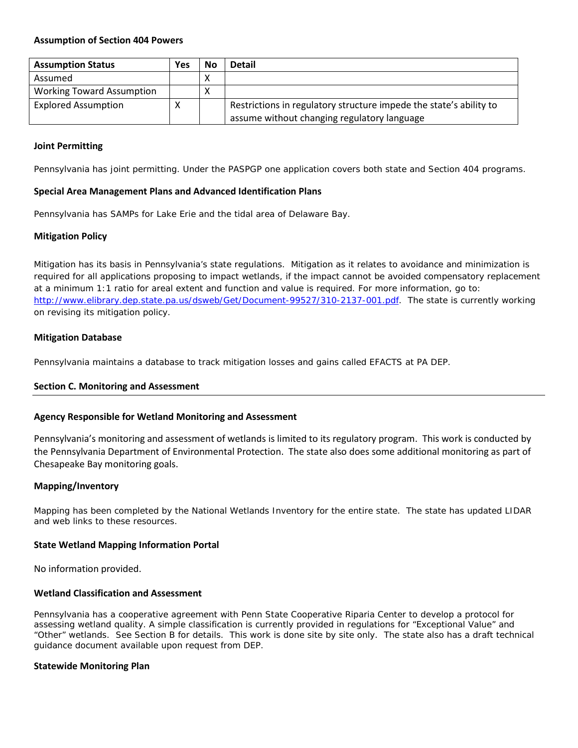### Assumption of Section 404 Powers

| Assumption Status | Yes | No | Detail |
| --- | --- | --- | --- |
| Assumed | | X | |
| Working Toward Assumption | | X | |
| Explored Assumption | X | | Restrictions in regulatory structure impede the state's ability to assume without changing regulatory language |

### Joint Permitting

Pennsylvania has joint permitting. Under the PASPGP one application covers both state and Section 404 programs.

### Special Area Management Plans and Advanced Identification Plans

Pennsylvania has SAMPs for Lake Erie and the tidal area of Delaware Bay.

### Mitigation Policy

Mitigation has its basis in Pennsylvania's state regulations. Mitigation as it relates to avoidance and minimization is required for all applications proposing to impact wetlands, if the impact cannot be avoided compensatory replacement at a minimum 1:1 ratio for areal extent and function and value is required. For more information, go to: http://www.elibrary.dep.state.pa.us/dsweb/Get/Document-99527/310-2137-001.pdf. The state is currently working on revising its mitigation policy.

### Mitigation Database

Pennsylvania maintains a database to track mitigation losses and gains called EFACTS at PA DEP.

## Section C. Monitoring and Assessment

### Agency Responsible for Wetland Monitoring and Assessment

Pennsylvania's monitoring and assessment of wetlands is limited to its regulatory program. This work is conducted by the Pennsylvania Department of Environmental Protection. The state also does some additional monitoring as part of Chesapeake Bay monitoring goals.

### Mapping/Inventory

Mapping has been completed by the National Wetlands Inventory for the entire state. The state has updated LIDAR and web links to these resources.

### State Wetland Mapping Information Portal

No information provided.

### Wetland Classification and Assessment

Pennsylvania has a cooperative agreement with Penn State Cooperative Riparia Center to develop a protocol for assessing wetland quality. A simple classification is currently provided in regulations for "Exceptional Value" and "Other" wetlands. See Section B for details. This work is done site by site only. The state also has a draft technical guidance document available upon request from DEP.

### Statewide Monitoring Plan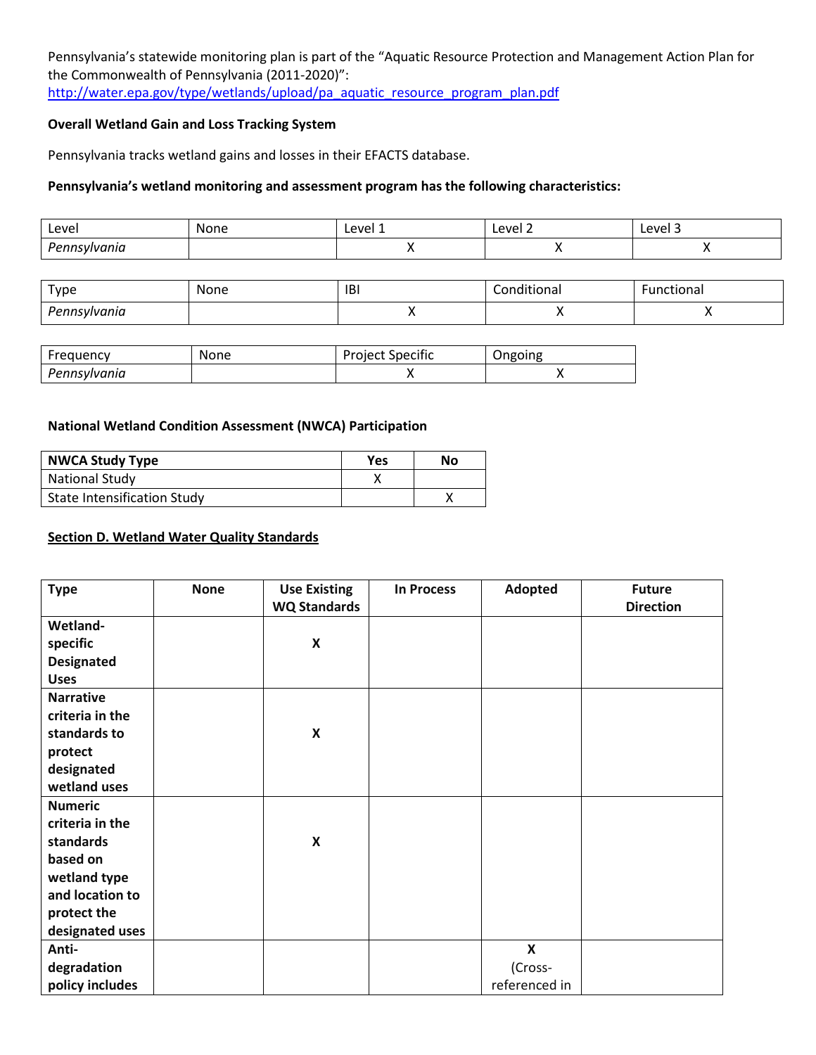Pennsylvania's statewide monitoring plan is part of the "Aquatic Resource Protection and Management Action Plan for the Commonwealth of Pennsylvania (2011-2020)": http://water.epa.gov/type/wetlands/upload/pa_aquatic_resource_program_plan.pdf

**Overall Wetland Gain and Loss Tracking System**

Pennsylvania tracks wetland gains and losses in their EFACTS database.

**Pennsylvania's wetland monitoring and assessment program has the following characteristics:**

| Level | None | Level 1 | Level 2 | Level 3 |
|---|---|---|---|---|
| *Pennsylvania* | | X | X | X |

| Type | None | IBI | Conditional | Functional |
|---|---|---|---|---|
| *Pennsylvania* | | X | X | X |

| Frequency | None | Project Specific | Ongoing |
|---|---|---|---|
| *Pennsylvania* | | X | X |

**National Wetland Condition Assessment (NWCA) Participation**

| NWCA Study Type | Yes | No |
|---|---|---|
| National Study | X | |
| State Intensification Study | | X |

**Section D. Wetland Water Quality Standards**

| Type | None | Use Existing WQ Standards | In Process | Adopted | Future Direction |
|---|---|---|---|---|---|
| **Wetland-specific Designated Uses** | | **X** | | | |
| **Narrative criteria in the standards to protect designated wetland uses** | | **X** | | | |
| **Numeric criteria in the standards based on wetland type and location to protect the designated uses** | | **X** | | | |
| **Anti-degradation policy includes** | | | | **X** (Cross-referenced in | |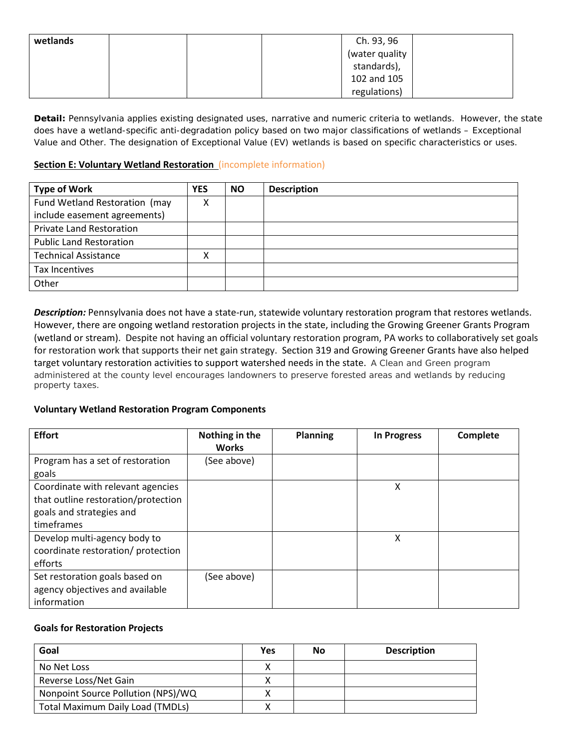| wetlands | | | | Ch. 93, 96 (water quality standards), 102 and 105 regulations) | |
|---|---|---|---|---|---|

**Detail:** Pennsylvania applies existing designated uses, narrative and numeric criteria to wetlands. However, the state does have a wetland-specific anti-degradation policy based on two major classifications of wetlands – Exceptional Value and Other. The designation of Exceptional Value (EV) wetlands is based on specific characteristics or uses.

**Section E: Voluntary Wetland Restoration** (incomplete information)

| Type of Work | YES | NO | Description |
|---|---|---|---|
| Fund Wetland Restoration (may include easement agreements) | X | | |
| Private Land Restoration | | | |
| Public Land Restoration | | | |
| Technical Assistance | X | | |
| Tax Incentives | | | |
| Other | | | |

***Description:*** Pennsylvania does not have a state-run, statewide voluntary restoration program that restores wetlands. However, there are ongoing wetland restoration projects in the state, including the Growing Greener Grants Program (wetland or stream). Despite not having an official voluntary restoration program, PA works to collaboratively set goals for restoration work that supports their net gain strategy. Section 319 and Growing Greener Grants have also helped target voluntary restoration activities to support watershed needs in the state. A Clean and Green program administered at the county level encourages landowners to preserve forested areas and wetlands by reducing property taxes.

**Voluntary Wetland Restoration Program Components**

| Effort | Nothing in the Works | Planning | In Progress | Complete |
|---|---|---|---|---|
| Program has a set of restoration goals | (See above) | | | |
| Coordinate with relevant agencies that outline restoration/protection goals and strategies and timeframes | | | X | |
| Develop multi-agency body to coordinate restoration/ protection efforts | | | X | |
| Set restoration goals based on agency objectives and available information | (See above) | | | |

**Goals for Restoration Projects**

| Goal | Yes | No | Description |
|---|---|---|---|
| No Net Loss | X | | |
| Reverse Loss/Net Gain | X | | |
| Nonpoint Source Pollution (NPS)/WQ | X | | |
| Total Maximum Daily Load (TMDLs) | X | | |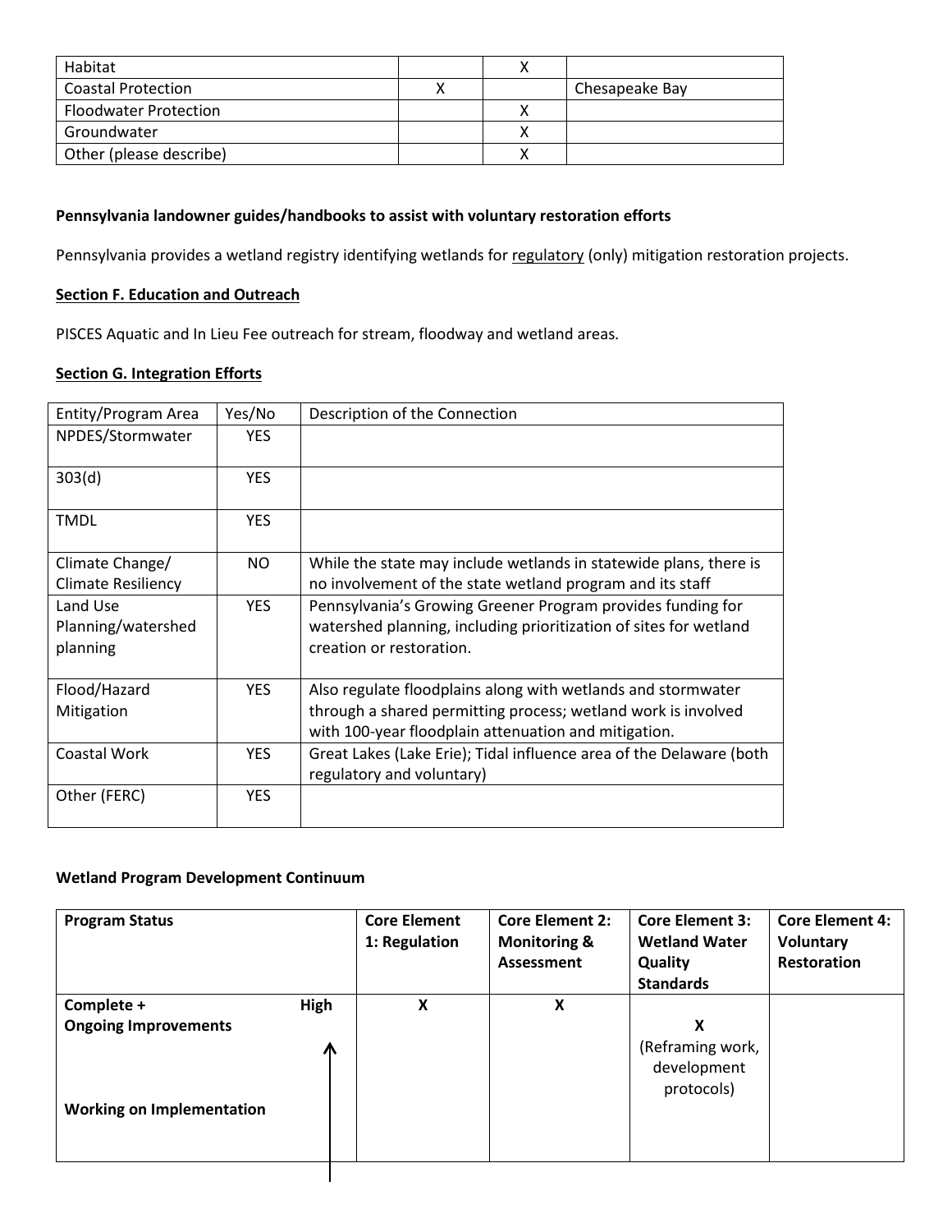| | | | |
|---|---|---|---|
| Habitat | | X | |
| Coastal Protection | X | | Chesapeake Bay |
| Floodwater Protection | | X | |
| Groundwater | | X | |
| Other (please describe) | | X | |

**Pennsylvania landowner guides/handbooks to assist with voluntary restoration efforts**

Pennsylvania provides a wetland registry identifying wetlands for regulatory (only) mitigation restoration projects.

## Section F. Education and Outreach

PISCES Aquatic and In Lieu Fee outreach for stream, floodway and wetland areas.

## Section G. Integration Efforts

| Entity/Program Area | Yes/No | Description of the Connection |
|---|---|---|
| NPDES/Stormwater | YES | |
| 303(d) | YES | |
| TMDL | YES | |
| Climate Change/ Climate Resiliency | NO | While the state may include wetlands in statewide plans, there is no involvement of the state wetland program and its staff |
| Land Use Planning/watershed planning | YES | Pennsylvania's Growing Greener Program provides funding for watershed planning, including prioritization of sites for wetland creation or restoration. |
| Flood/Hazard Mitigation | YES | Also regulate floodplains along with wetlands and stormwater through a shared permitting process; wetland work is involved with 100-year floodplain attenuation and mitigation. |
| Coastal Work | YES | Great Lakes (Lake Erie); Tidal influence area of the Delaware (both regulatory and voluntary) |
| Other (FERC) | YES | |

**Wetland Program Development Continuum**

| Program Status | Core Element 1: Regulation | Core Element 2: Monitoring & Assessment | Core Element 3: Wetland Water Quality Standards | Core Element 4: Voluntary Restoration |
|---|---|---|---|---|
| **Complete + Ongoing Improvements** (High ↑) | X | X | | |
| **Working on Implementation** | | | X (Reframing work, development protocols) | |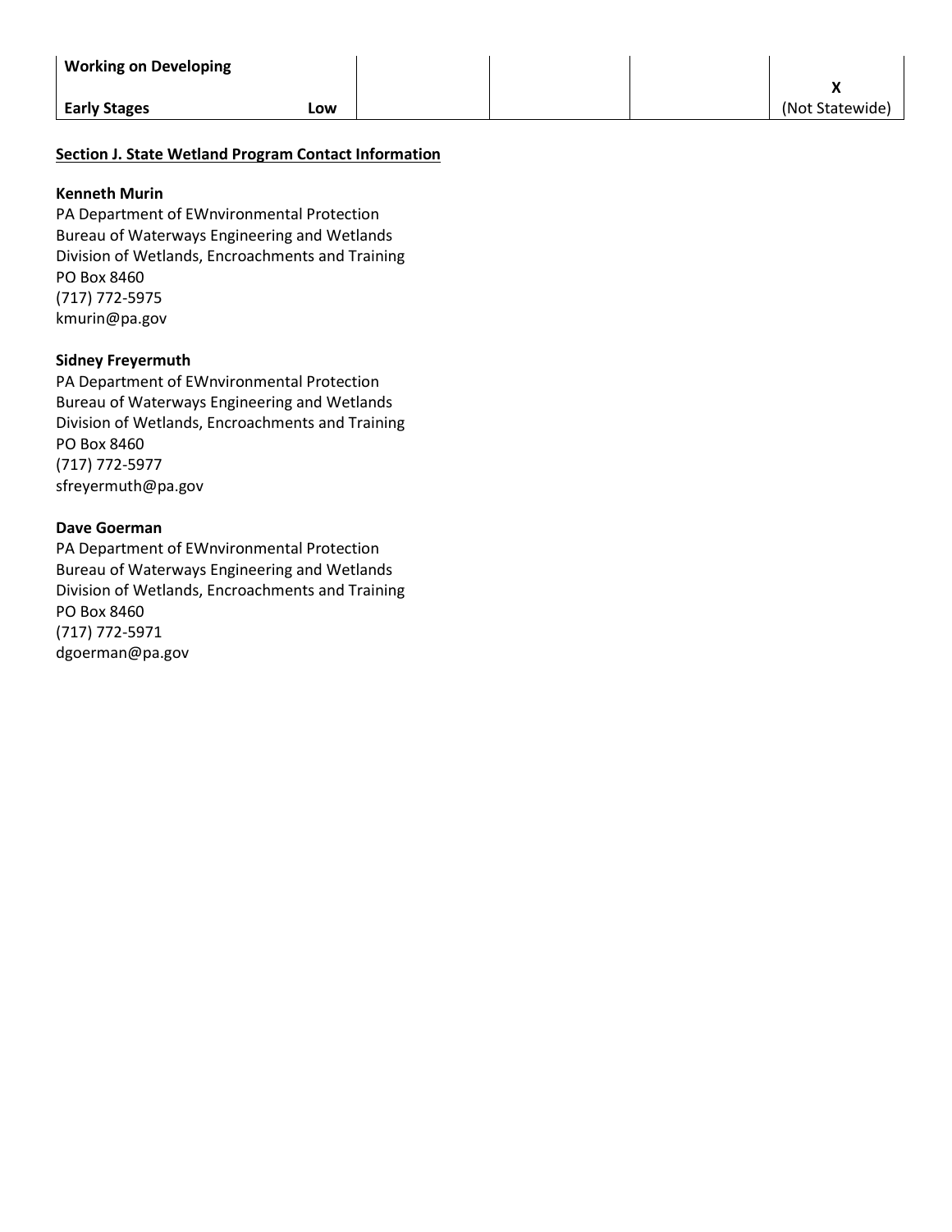| Working on Developing<br><br>Early Stages | Low | | | | X<br>(Not Statewide) |
|---|---|---|---|---|---|

**Section J. State Wetland Program Contact Information**

**Kenneth Murin**
PA Department of EWnvironmental Protection
Bureau of Waterways Engineering and Wetlands
Division of Wetlands, Encroachments and Training
PO Box 8460
(717) 772-5975
kmurin@pa.gov

**Sidney Freyermuth**
PA Department of EWnvironmental Protection
Bureau of Waterways Engineering and Wetlands
Division of Wetlands, Encroachments and Training
PO Box 8460
(717) 772-5977
sfreyermuth@pa.gov

**Dave Goerman**
PA Department of EWnvironmental Protection
Bureau of Waterways Engineering and Wetlands
Division of Wetlands, Encroachments and Training
PO Box 8460
(717) 772-5971
dgoerman@pa.gov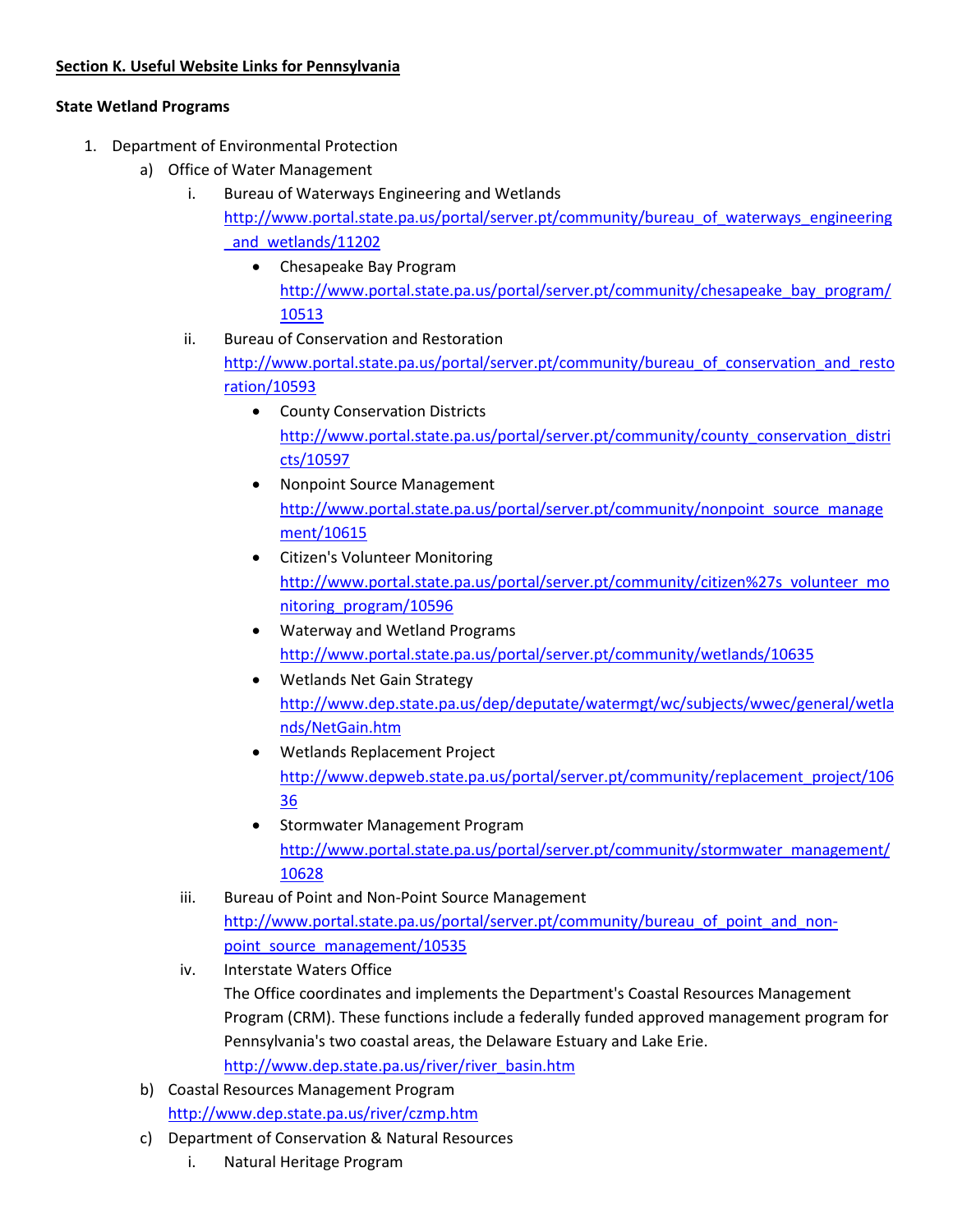**Section K. Useful Website Links for Pennsylvania**

**State Wetland Programs**

1. Department of Environmental Protection
   a) Office of Water Management
      i. Bureau of Waterways Engineering and Wetlands
         http://www.portal.state.pa.us/portal/server.pt/community/bureau_of_waterways_engineering_and_wetlands/11202
         - Chesapeake Bay Program
           http://www.portal.state.pa.us/portal/server.pt/community/chesapeake_bay_program/10513
      ii. Bureau of Conservation and Restoration
          http://www.portal.state.pa.us/portal/server.pt/community/bureau_of_conservation_and_restoration/10593
          - County Conservation Districts
            http://www.portal.state.pa.us/portal/server.pt/community/county_conservation_districts/10597
          - Nonpoint Source Management
            http://www.portal.state.pa.us/portal/server.pt/community/nonpoint_source_management/10615
          - Citizen's Volunteer Monitoring
            http://www.portal.state.pa.us/portal/server.pt/community/citizen%27s_volunteer_monitoring_program/10596
          - Waterway and Wetland Programs
            http://www.portal.state.pa.us/portal/server.pt/community/wetlands/10635
          - Wetlands Net Gain Strategy
            http://www.dep.state.pa.us/dep/deputate/watermgt/wc/subjects/wwec/general/wetlands/NetGain.htm
          - Wetlands Replacement Project
            http://www.depweb.state.pa.us/portal/server.pt/community/replacement_project/10636
          - Stormwater Management Program
            http://www.portal.state.pa.us/portal/server.pt/community/stormwater_management/10628
      iii. Bureau of Point and Non-Point Source Management
           http://www.portal.state.pa.us/portal/server.pt/community/bureau_of_point_and_non-point_source_management/10535
      iv. Interstate Waters Office
          The Office coordinates and implements the Department's Coastal Resources Management Program (CRM). These functions include a federally funded approved management program for Pennsylvania's two coastal areas, the Delaware Estuary and Lake Erie.
          http://www.dep.state.pa.us/river/river_basin.htm
   b) Coastal Resources Management Program
      http://www.dep.state.pa.us/river/czmp.htm
   c) Department of Conservation & Natural Resources
      i. Natural Heritage Program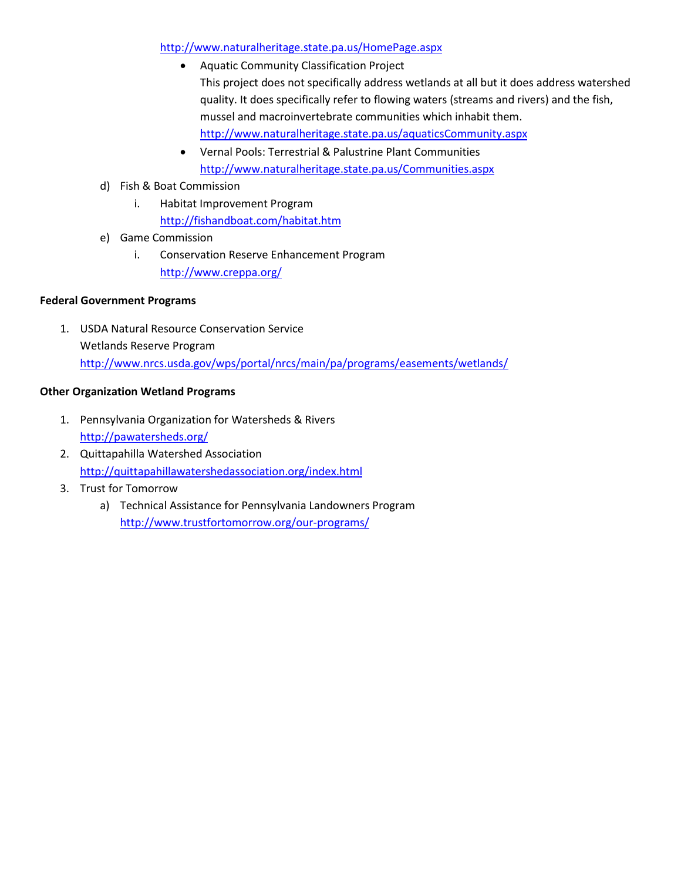http://www.naturalheritage.state.pa.us/HomePage.aspx

- Aquatic Community Classification Project
  This project does not specifically address wetlands at all but it does address watershed quality. It does specifically refer to flowing waters (streams and rivers) and the fish, mussel and macroinvertebrate communities which inhabit them.
  http://www.naturalheritage.state.pa.us/aquaticsCommunity.aspx
- Vernal Pools: Terrestrial & Palustrine Plant Communities
  http://www.naturalheritage.state.pa.us/Communities.aspx

d) Fish & Boat Commission
   i. Habitat Improvement Program
      http://fishandboat.com/habitat.htm

e) Game Commission
   i. Conservation Reserve Enhancement Program
      http://www.creppa.org/

**Federal Government Programs**

1. USDA Natural Resource Conservation Service
   Wetlands Reserve Program
   http://www.nrcs.usda.gov/wps/portal/nrcs/main/pa/programs/easements/wetlands/

**Other Organization Wetland Programs**

1. Pennsylvania Organization for Watersheds & Rivers
   http://pawatersheds.org/
2. Quittapahilla Watershed Association
   http://quittapahillawatershedassociation.org/index.html
3. Trust for Tomorrow
   a) Technical Assistance for Pennsylvania Landowners Program
      http://www.trustfortomorrow.org/our-programs/